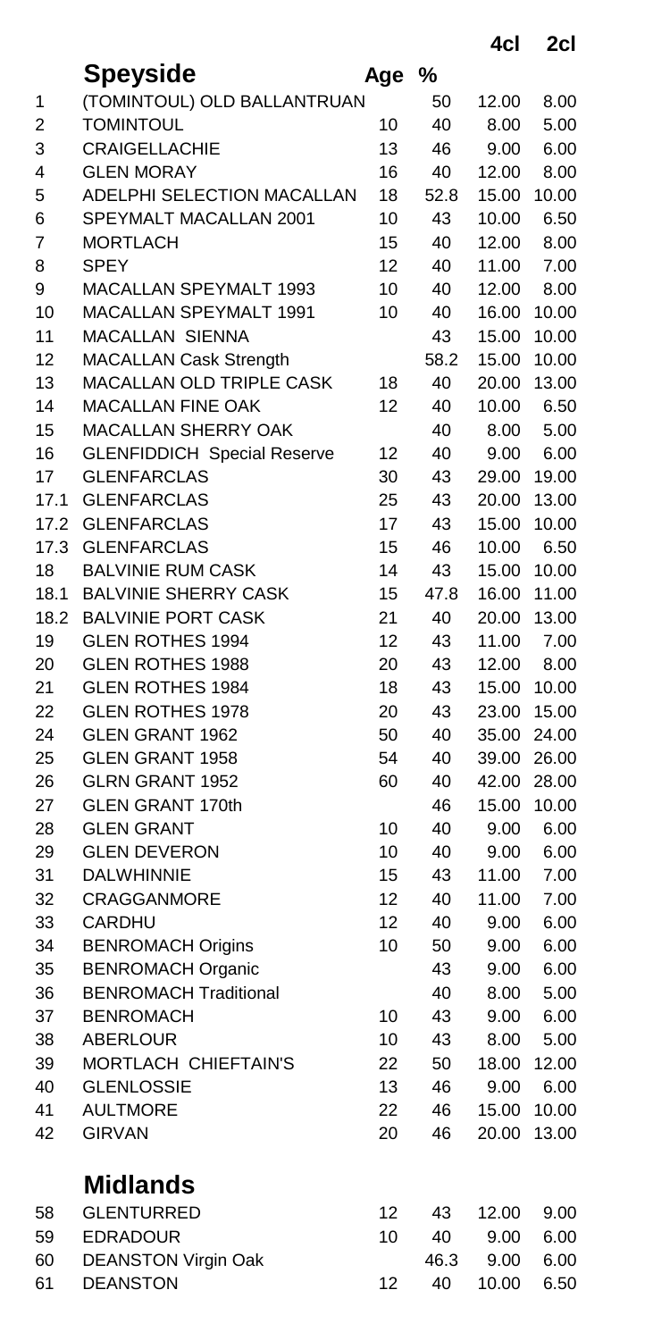|  | **Speyside** | **Age** | **%** | **4cl** | **2cl** |
|---|---|---|---|---|---|
| 1 | (TOMINTOUL) OLD BALLANTRUAN |  | 50 | 12.00 | 8.00 |
| 2 | TOMINTOUL | 10 | 40 | 8.00 | 5.00 |
| 3 | CRAIGELLACHIE | 13 | 46 | 9.00 | 6.00 |
| 4 | GLEN MORAY | 16 | 40 | 12.00 | 8.00 |
| 5 | ADELPHI SELECTION MACALLAN | 18 | 52.8 | 15.00 | 10.00 |
| 6 | SPEYMALT MACALLAN 2001 | 10 | 43 | 10.00 | 6.50 |
| 7 | MORTLACH | 15 | 40 | 12.00 | 8.00 |
| 8 | SPEY | 12 | 40 | 11.00 | 7.00 |
| 9 | MACALLAN SPEYMALT 1993 | 10 | 40 | 12.00 | 8.00 |
| 10 | MACALLAN SPEYMALT 1991 | 10 | 40 | 16.00 | 10.00 |
| 11 | MACALLAN SIENNA |  | 43 | 15.00 | 10.00 |
| 12 | MACALLAN Cask Strength |  | 58.2 | 15.00 | 10.00 |
| 13 | MACALLAN OLD TRIPLE CASK | 18 | 40 | 20.00 | 13.00 |
| 14 | MACALLAN FINE OAK | 12 | 40 | 10.00 | 6.50 |
| 15 | MACALLAN SHERRY OAK |  | 40 | 8.00 | 5.00 |
| 16 | GLENFIDDICH Special Reserve | 12 | 40 | 9.00 | 6.00 |
| 17 | GLENFARCLAS | 30 | 43 | 29.00 | 19.00 |
| 17.1 | GLENFARCLAS | 25 | 43 | 20.00 | 13.00 |
| 17.2 | GLENFARCLAS | 17 | 43 | 15.00 | 10.00 |
| 17.3 | GLENFARCLAS | 15 | 46 | 10.00 | 6.50 |
| 18 | BALVINIE RUM CASK | 14 | 43 | 15.00 | 10.00 |
| 18.1 | BALVINIE SHERRY CASK | 15 | 47.8 | 16.00 | 11.00 |
| 18.2 | BALVINIE PORT CASK | 21 | 40 | 20.00 | 13.00 |
| 19 | GLEN ROTHES 1994 | 12 | 43 | 11.00 | 7.00 |
| 20 | GLEN ROTHES 1988 | 20 | 43 | 12.00 | 8.00 |
| 21 | GLEN ROTHES 1984 | 18 | 43 | 15.00 | 10.00 |
| 22 | GLEN ROTHES 1978 | 20 | 43 | 23.00 | 15.00 |
| 24 | GLEN GRANT 1962 | 50 | 40 | 35.00 | 24.00 |
| 25 | GLEN GRANT 1958 | 54 | 40 | 39.00 | 26.00 |
| 26 | GLRN GRANT 1952 | 60 | 40 | 42.00 | 28.00 |
| 27 | GLEN GRANT 170th |  | 46 | 15.00 | 10.00 |
| 28 | GLEN GRANT | 10 | 40 | 9.00 | 6.00 |
| 29 | GLEN DEVERON | 10 | 40 | 9.00 | 6.00 |
| 31 | DALWHINNIE | 15 | 43 | 11.00 | 7.00 |
| 32 | CRAGGANMORE | 12 | 40 | 11.00 | 7.00 |
| 33 | CARDHU | 12 | 40 | 9.00 | 6.00 |
| 34 | BENROMACH Origins | 10 | 50 | 9.00 | 6.00 |
| 35 | BENROMACH Organic |  | 43 | 9.00 | 6.00 |
| 36 | BENROMACH Traditional |  | 40 | 8.00 | 5.00 |
| 37 | BENROMACH | 10 | 43 | 9.00 | 6.00 |
| 38 | ABERLOUR | 10 | 43 | 8.00 | 5.00 |
| 39 | MORTLACH CHIEFTAIN'S | 22 | 50 | 18.00 | 12.00 |
| 40 | GLENLOSSIE | 13 | 46 | 9.00 | 6.00 |
| 41 | AULTMORE | 22 | 46 | 15.00 | 10.00 |
| 42 | GIRVAN | 20 | 46 | 20.00 | 13.00 |

## Midlands

|  |  |  |  |  |  |
|---|---|---|---|---|---|
| 58 | GLENTURRED | 12 | 43 | 12.00 | 9.00 |
| 59 | EDRADOUR | 10 | 40 | 9.00 | 6.00 |
| 60 | DEANSTON Virgin Oak |  | 46.3 | 9.00 | 6.00 |
| 61 | DEANSTON | 12 | 40 | 10.00 | 6.50 |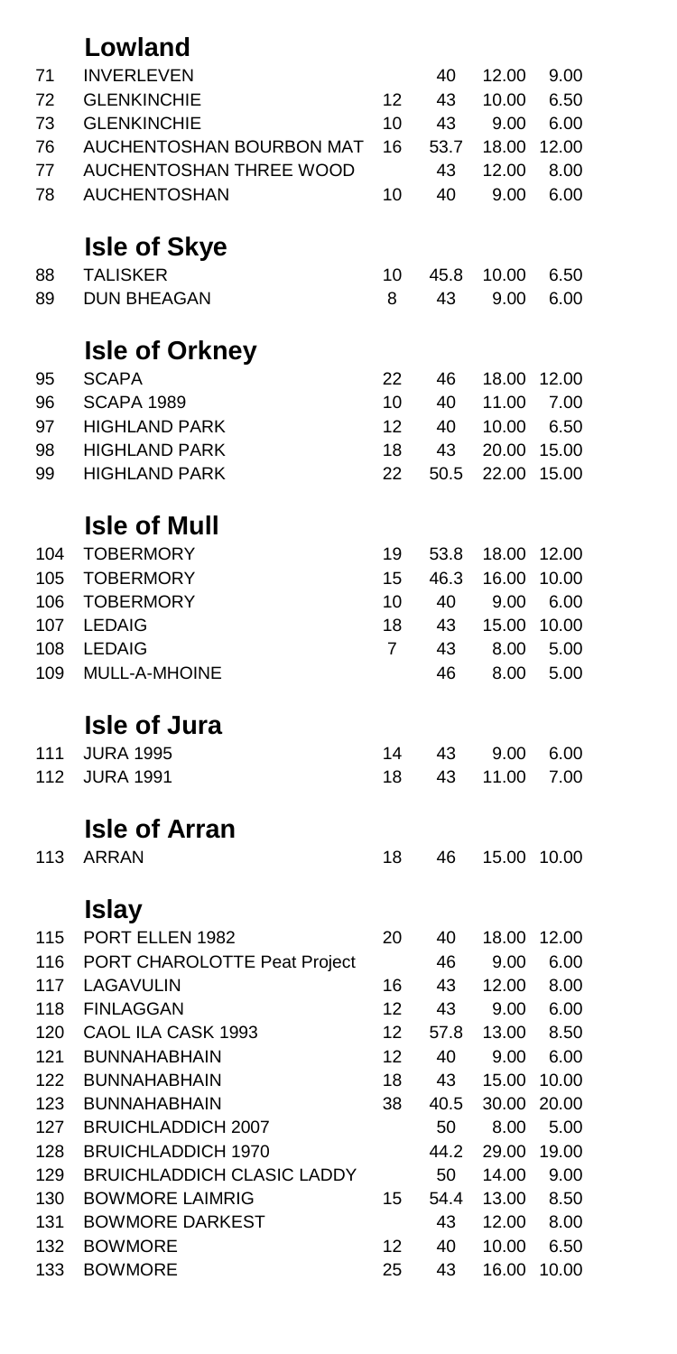## Lowland

| | | | | | |
|---|---|---|---|---|---|
| 71 | INVERLEVEN | | 40 | 12.00 | 9.00 |
| 72 | GLENKINCHIE | 12 | 43 | 10.00 | 6.50 |
| 73 | GLENKINCHIE | 10 | 43 | 9.00 | 6.00 |
| 76 | AUCHENTOSHAN BOURBON MAT | 16 | 53.7 | 18.00 | 12.00 |
| 77 | AUCHENTOSHAN THREE WOOD | | 43 | 12.00 | 8.00 |
| 78 | AUCHENTOSHAN | 10 | 40 | 9.00 | 6.00 |

## Isle of Skye

| | | | | | |
|---|---|---|---|---|---|
| 88 | TALISKER | 10 | 45.8 | 10.00 | 6.50 |
| 89 | DUN BHEAGAN | 8 | 43 | 9.00 | 6.00 |

## Isle of Orkney

| | | | | | |
|---|---|---|---|---|---|
| 95 | SCAPA | 22 | 46 | 18.00 | 12.00 |
| 96 | SCAPA 1989 | 10 | 40 | 11.00 | 7.00 |
| 97 | HIGHLAND PARK | 12 | 40 | 10.00 | 6.50 |
| 98 | HIGHLAND PARK | 18 | 43 | 20.00 | 15.00 |
| 99 | HIGHLAND PARK | 22 | 50.5 | 22.00 | 15.00 |

## Isle of Mull

| | | | | | |
|---|---|---|---|---|---|
| 104 | TOBERMORY | 19 | 53.8 | 18.00 | 12.00 |
| 105 | TOBERMORY | 15 | 46.3 | 16.00 | 10.00 |
| 106 | TOBERMORY | 10 | 40 | 9.00 | 6.00 |
| 107 | LEDAIG | 18 | 43 | 15.00 | 10.00 |
| 108 | LEDAIG | 7 | 43 | 8.00 | 5.00 |
| 109 | MULL-A-MHOINE | | 46 | 8.00 | 5.00 |

## Isle of Jura

| | | | | | |
|---|---|---|---|---|---|
| 111 | JURA 1995 | 14 | 43 | 9.00 | 6.00 |
| 112 | JURA 1991 | 18 | 43 | 11.00 | 7.00 |

## Isle of Arran

| | | | | | |
|---|---|---|---|---|---|
| 113 | ARRAN | 18 | 46 | 15.00 | 10.00 |

## Islay

| | | | | | |
|---|---|---|---|---|---|
| 115 | PORT ELLEN 1982 | 20 | 40 | 18.00 | 12.00 |
| 116 | PORT CHAROLOTTE Peat Project | | 46 | 9.00 | 6.00 |
| 117 | LAGAVULIN | 16 | 43 | 12.00 | 8.00 |
| 118 | FINLAGGAN | 12 | 43 | 9.00 | 6.00 |
| 120 | CAOL ILA CASK 1993 | 12 | 57.8 | 13.00 | 8.50 |
| 121 | BUNNAHABHAIN | 12 | 40 | 9.00 | 6.00 |
| 122 | BUNNAHABHAIN | 18 | 43 | 15.00 | 10.00 |
| 123 | BUNNAHABHAIN | 38 | 40.5 | 30.00 | 20.00 |
| 127 | BRUICHLADDICH 2007 | | 50 | 8.00 | 5.00 |
| 128 | BRUICHLADDICH 1970 | | 44.2 | 29.00 | 19.00 |
| 129 | BRUICHLADDICH CLASIC LADDY | | 50 | 14.00 | 9.00 |
| 130 | BOWMORE LAIMRIG | 15 | 54.4 | 13.00 | 8.50 |
| 131 | BOWMORE DARKEST | | 43 | 12.00 | 8.00 |
| 132 | BOWMORE | 12 | 40 | 10.00 | 6.50 |
| 133 | BOWMORE | 25 | 43 | 16.00 | 10.00 |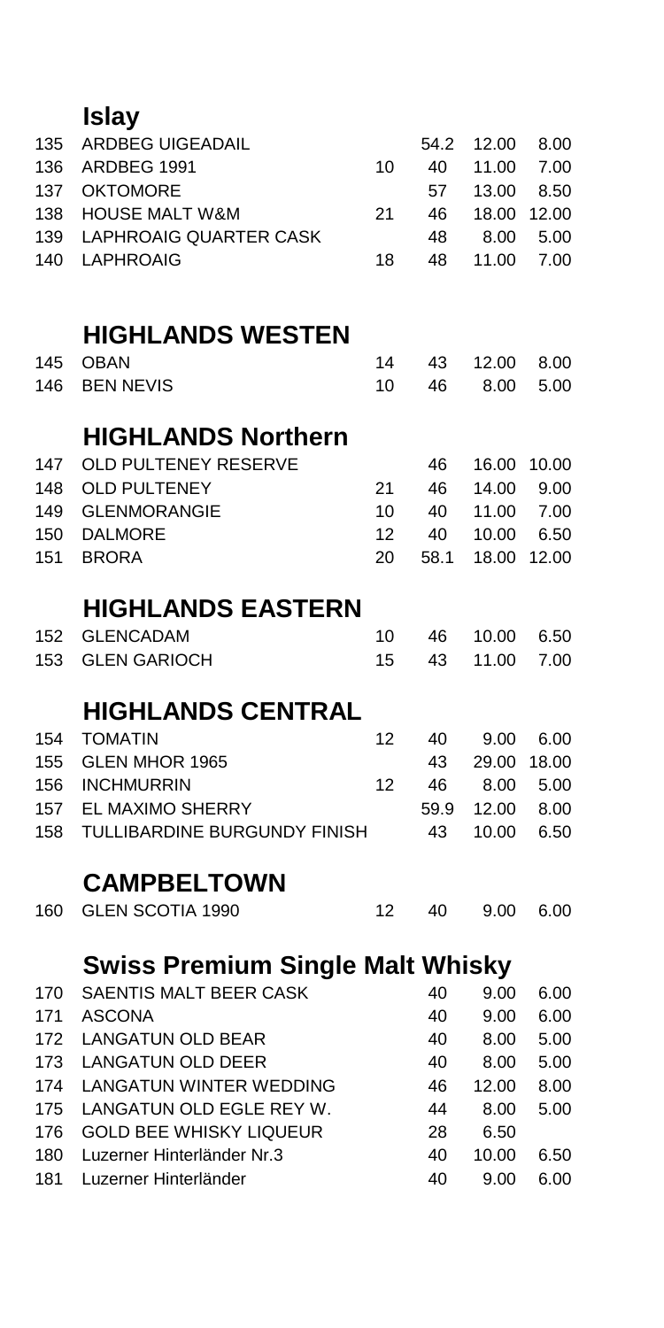## Islay

| | | | | | |
|---|---|---|---|---|---|
| 135 | ARDBEG UIGEADAIL | | 54.2 | 12.00 | 8.00 |
| 136 | ARDBEG 1991 | 10 | 40 | 11.00 | 7.00 |
| 137 | OKTOMORE | | 57 | 13.00 | 8.50 |
| 138 | HOUSE MALT W&M | 21 | 46 | 18.00 | 12.00 |
| 139 | LAPHROAIG QUARTER CASK | | 48 | 8.00 | 5.00 |
| 140 | LAPHROAIG | 18 | 48 | 11.00 | 7.00 |

## HIGHLANDS WESTEN

| | | | | | |
|---|---|---|---|---|---|
| 145 | OBAN | 14 | 43 | 12.00 | 8.00 |
| 146 | BEN NEVIS | 10 | 46 | 8.00 | 5.00 |

## HIGHLANDS Northern

| | | | | | |
|---|---|---|---|---|---|
| 147 | OLD PULTENEY RESERVE | | 46 | 16.00 | 10.00 |
| 148 | OLD PULTENEY | 21 | 46 | 14.00 | 9.00 |
| 149 | GLENMORANGIE | 10 | 40 | 11.00 | 7.00 |
| 150 | DALMORE | 12 | 40 | 10.00 | 6.50 |
| 151 | BRORA | 20 | 58.1 | 18.00 | 12.00 |

## HIGHLANDS EASTERN

| | | | | | |
|---|---|---|---|---|---|
| 152 | GLENCADAM | 10 | 46 | 10.00 | 6.50 |
| 153 | GLEN GARIOCH | 15 | 43 | 11.00 | 7.00 |

## HIGHLANDS CENTRAL

| | | | | | |
|---|---|---|---|---|---|
| 154 | TOMATIN | 12 | 40 | 9.00 | 6.00 |
| 155 | GLEN MHOR 1965 | | 43 | 29.00 | 18.00 |
| 156 | INCHMURRIN | 12 | 46 | 8.00 | 5.00 |
| 157 | EL MAXIMO SHERRY | | 59.9 | 12.00 | 8.00 |
| 158 | TULLIBARDINE BURGUNDY FINISH | | 43 | 10.00 | 6.50 |

## CAMPBELTOWN

| | | | | | |
|---|---|---|---|---|---|
| 160 | GLEN SCOTIA 1990 | 12 | 40 | 9.00 | 6.00 |

## Swiss Premium Single Malt Whisky

| | | | | |
|---|---|---|---|---|
| 170 | SAENTIS MALT BEER CASK | 40 | 9.00 | 6.00 |
| 171 | ASCONA | 40 | 9.00 | 6.00 |
| 172 | LANGATUN OLD BEAR | 40 | 8.00 | 5.00 |
| 173 | LANGATUN OLD DEER | 40 | 8.00 | 5.00 |
| 174 | LANGATUN WINTER WEDDING | 46 | 12.00 | 8.00 |
| 175 | LANGATUN OLD EGLE REY W. | 44 | 8.00 | 5.00 |
| 176 | GOLD BEE WHISKY LIQUEUR | 28 | 6.50 | |
| 180 | Luzerner Hinterländer Nr.3 | 40 | 10.00 | 6.50 |
| 181 | Luzerner Hinterländer | 40 | 9.00 | 6.00 |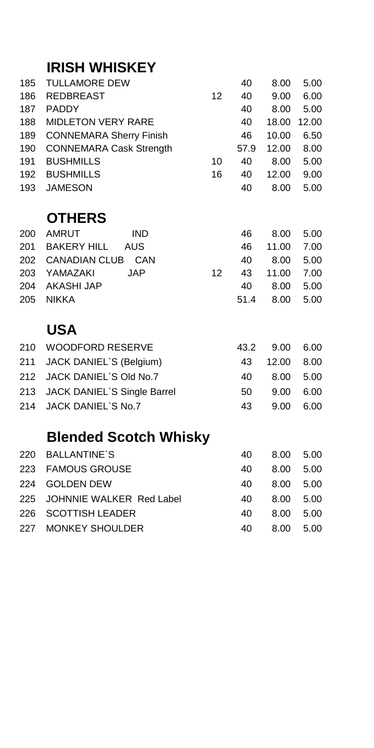## IRISH WHISKEY

| | | | | | |
|---|---|---|---|---|---|
| 185 | TULLAMORE DEW | | 40 | 8.00 | 5.00 |
| 186 | REDBREAST | 12 | 40 | 9.00 | 6.00 |
| 187 | PADDY | | 40 | 8.00 | 5.00 |
| 188 | MIDLETON VERY RARE | | 40 | 18.00 | 12.00 |
| 189 | CONNEMARA Sherry Finish | | 46 | 10.00 | 6.50 |
| 190 | CONNEMARA Cask Strength | | 57.9 | 12.00 | 8.00 |
| 191 | BUSHMILLS | 10 | 40 | 8.00 | 5.00 |
| 192 | BUSHMILLS | 16 | 40 | 12.00 | 9.00 |
| 193 | JAMESON | | 40 | 8.00 | 5.00 |

## OTHERS

| | | | | | |
|---|---|---|---|---|---|
| 200 | AMRUT IND | | 46 | 8.00 | 5.00 |
| 201 | BAKERY HILL AUS | | 46 | 11.00 | 7.00 |
| 202 | CANADIAN CLUB CAN | | 40 | 8.00 | 5.00 |
| 203 | YAMAZAKI JAP | 12 | 43 | 11.00 | 7.00 |
| 204 | AKASHI JAP | | 40 | 8.00 | 5.00 |
| 205 | NIKKA | | 51.4 | 8.00 | 5.00 |

## USA

| | | | | |
|---|---|---|---|---|
| 210 | WOODFORD RESERVE | 43.2 | 9.00 | 6.00 |
| 211 | JACK DANIEL`S (Belgium) | 43 | 12.00 | 8.00 |
| 212 | JACK DANIEL`S Old No.7 | 40 | 8.00 | 5.00 |
| 213 | JACK DANIEL`S Single Barrel | 50 | 9.00 | 6.00 |
| 214 | JACK DANIEL`S No.7 | 43 | 9.00 | 6.00 |

## Blended Scotch Whisky

| | | | | |
|---|---|---|---|---|
| 220 | BALLANTINE`S | 40 | 8.00 | 5.00 |
| 223 | FAMOUS GROUSE | 40 | 8.00 | 5.00 |
| 224 | GOLDEN DEW | 40 | 8.00 | 5.00 |
| 225 | JOHNNIE WALKER Red Label | 40 | 8.00 | 5.00 |
| 226 | SCOTTISH LEADER | 40 | 8.00 | 5.00 |
| 227 | MONKEY SHOULDER | 40 | 8.00 | 5.00 |